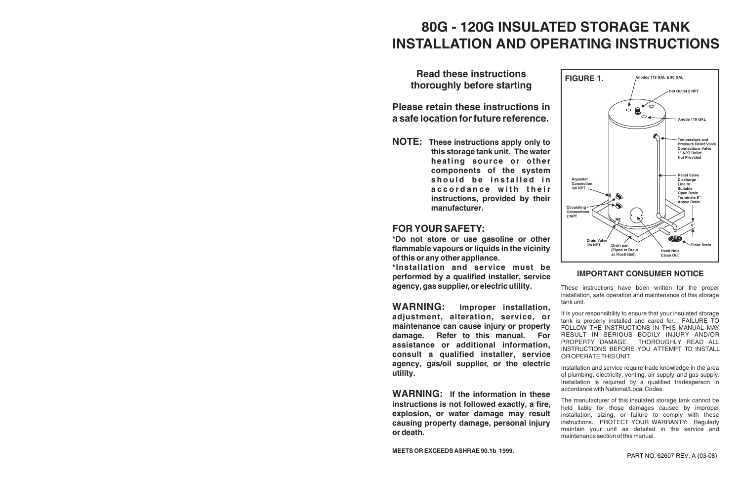# 80G - 120G INSULATED STORAGE TANK INSTALLATION AND OPERATING INSTRUCTIONS

**Read these instructions thoroughly before starting**

**Please retain these instructions in a safe location for future reference.**

**NOTE: These instructions apply only to this storage tank unit. The water heating source or other components of the system should be installed in accordance with their instructions, provided by their manufacturer.**

## FOR YOUR SAFETY:

**\*Do not store or use gasoline or other flammable vapours or liquids in the vicinity of this or any other appliance.**

**\*Installation and service must be performed by a qualified installer, service agency, gas supplier, or electric utility.**

**WARNING: Improper installation, adjustment, alteration, service, or maintenance can cause injury or property damage. Refer to this manual. For assistance or additional information, consult a qualified installer, service agency, gas/oil supplier, or the electric utility.**

**WARNING: If the information in these instructions is not followed exactly, a fire, explosion, or water damage may result causing property damage, personal injury or death.**

**MEETS OR EXCEEDS ASHRAE 90.1b 1999.**

**FIGURE 1.**

Anodes 119 GAL & 80 GAL
Hot Outlet 2 NPT
Anode 119 GAL
Temperature and Pressure Relief Valve Connections Valve 1" NPT Relief Not Provided
Relief Valve Discharge Line to Suitable Open Drain Terminate 6" Above Drain
Aquastat Connection 3/4 NPT
Circulating Connections 2 NPT
6"
Drain Valve 3/4 NPT
Drain pan (Piped to Drain as Illustrated)
Hand Hole Clean Out
Floor Drain

## IMPORTANT CONSUMER NOTICE

These instructions have been written for the proper installation, safe operation and maintenance of this storage tank unit.

It is your responsibility to ensure that your insulated storage tank is properly installed and cared for. FAILURE TO FOLLOW THE INSTRUCTIONS IN THIS MANUAL MAY RESULT IN SERIOUS BODILY INJURY AND/OR PROPERTY DAMAGE. THOROUGHLY READ ALL INSTRUCTIONS BEFORE YOU ATTEMPT TO INSTALL OR OPERATE THIS UNIT.

Installation and service require trade knowledge in the area of plumbing, electricity, venting, air supply, and gas supply. Installation is required by a qualified tradesperson in accordance with National/Local Codes.

The manufacturer of this insulated storage tank cannot be held liable for those damages caused by improper installation, sizing, or failure to comply with these instructions. PROTECT YOUR WARRANTY: Regularly maintain your unit as detailed in the service and maintenance section of this manual.

PART NO. 62607 REV. A (03-08)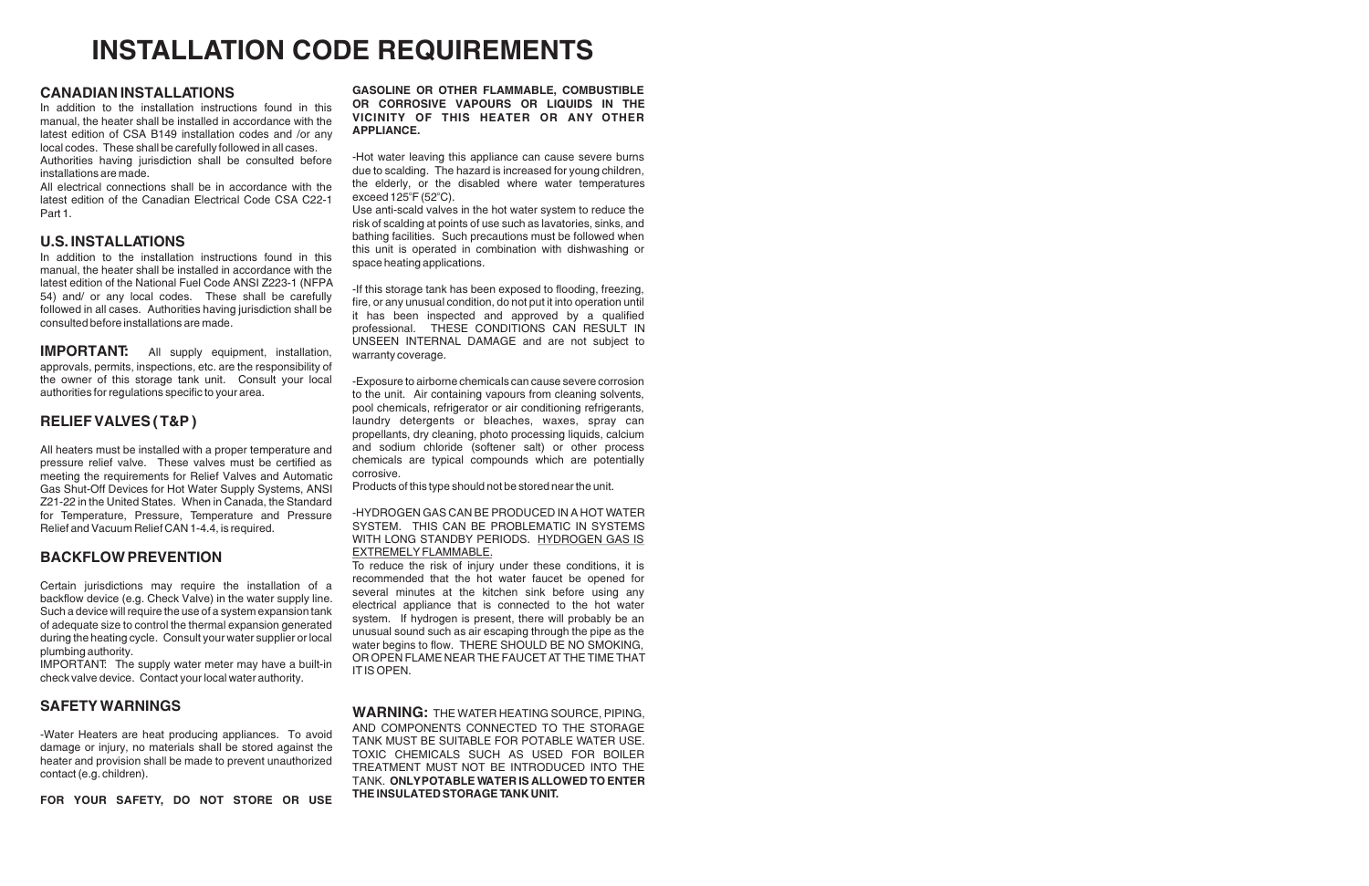# INSTALLATION CODE REQUIREMENTS

## CANADIAN INSTALLATIONS

In addition to the installation instructions found in this manual, the heater shall be installed in accordance with the latest edition of CSA B149 installation codes and /or any local codes. These shall be carefully followed in all cases. Authorities having jurisdiction shall be consulted before installations are made.

All electrical connections shall be in accordance with the latest edition of the Canadian Electrical Code CSA C22-1 Part 1.

## U.S. INSTALLATIONS

In addition to the installation instructions found in this manual, the heater shall be installed in accordance with the latest edition of the National Fuel Code ANSI Z223-1 (NFPA 54) and/ or any local codes. These shall be carefully followed in all cases. Authorities having jurisdiction shall be consulted before installations are made.

**IMPORTANT:** All supply equipment, installation, approvals, permits, inspections, etc. are the responsibility of the owner of this storage tank unit. Consult your local authorities for regulations specific to your area.

## RELIEF VALVES ( T&P )

All heaters must be installed with a proper temperature and pressure relief valve. These valves must be certified as meeting the requirements for Relief Valves and Automatic Gas Shut-Off Devices for Hot Water Supply Systems, ANSI Z21-22 in the United States. When in Canada, the Standard for Temperature, Pressure, Temperature and Pressure Relief and Vacuum Relief CAN 1-4.4, is required.

## BACKFLOW PREVENTION

Certain jurisdictions may require the installation of a backflow device (e.g. Check Valve) in the water supply line. Such a device will require the use of a system expansion tank of adequate size to control the thermal expansion generated during the heating cycle. Consult your water supplier or local plumbing authority.

IMPORTANT: The supply water meter may have a built-in check valve device. Contact your local water authority.

## SAFETY WARNINGS

-Water Heaters are heat producing appliances. To avoid damage or injury, no materials shall be stored against the heater and provision shall be made to prevent unauthorized contact (e.g. children).

**FOR YOUR SAFETY, DO NOT STORE OR USE GASOLINE OR OTHER FLAMMABLE, COMBUSTIBLE OR CORROSIVE VAPOURS OR LIQUIDS IN THE VICINITY OF THIS HEATER OR ANY OTHER APPLIANCE.**

-Hot water leaving this appliance can cause severe burns due to scalding. The hazard is increased for young children, the elderly, or the disabled where water temperatures exceed 125°F (52°C).

Use anti-scald valves in the hot water system to reduce the risk of scalding at points of use such as lavatories, sinks, and bathing facilities. Such precautions must be followed when this unit is operated in combination with dishwashing or space heating applications.

-If this storage tank has been exposed to flooding, freezing, fire, or any unusual condition, do not put it into operation until it has been inspected and approved by a qualified professional. THESE CONDITIONS CAN RESULT IN UNSEEN INTERNAL DAMAGE and are not subject to warranty coverage.

-Exposure to airborne chemicals can cause severe corrosion to the unit. Air containing vapours from cleaning solvents, pool chemicals, refrigerator or air conditioning refrigerants, laundry detergents or bleaches, waxes, spray can propellants, dry cleaning, photo processing liquids, calcium and sodium chloride (softener salt) or other process chemicals are typical compounds which are potentially corrosive.

Products of this type should not be stored near the unit.

-HYDROGEN GAS CAN BE PRODUCED IN A HOT WATER SYSTEM. THIS CAN BE PROBLEMATIC IN SYSTEMS WITH LONG STANDBY PERIODS. <u>HYDROGEN GAS IS EXTREMELY FLAMMABLE.</u>

To reduce the risk of injury under these conditions, it is recommended that the hot water faucet be opened for several minutes at the kitchen sink before using any electrical appliance that is connected to the hot water system. If hydrogen is present, there will probably be an unusual sound such as air escaping through the pipe as the water begins to flow. THERE SHOULD BE NO SMOKING, OR OPEN FLAME NEAR THE FAUCET AT THE TIME THAT IT IS OPEN.

**WARNING:** THE WATER HEATING SOURCE, PIPING, AND COMPONENTS CONNECTED TO THE STORAGE TANK MUST BE SUITABLE FOR POTABLE WATER USE. TOXIC CHEMICALS SUCH AS USED FOR BOILER TREATMENT MUST NOT BE INTRODUCED INTO THE TANK. **ONLY POTABLE WATER IS ALLOWED TO ENTER THE INSULATED STORAGE TANK UNIT.**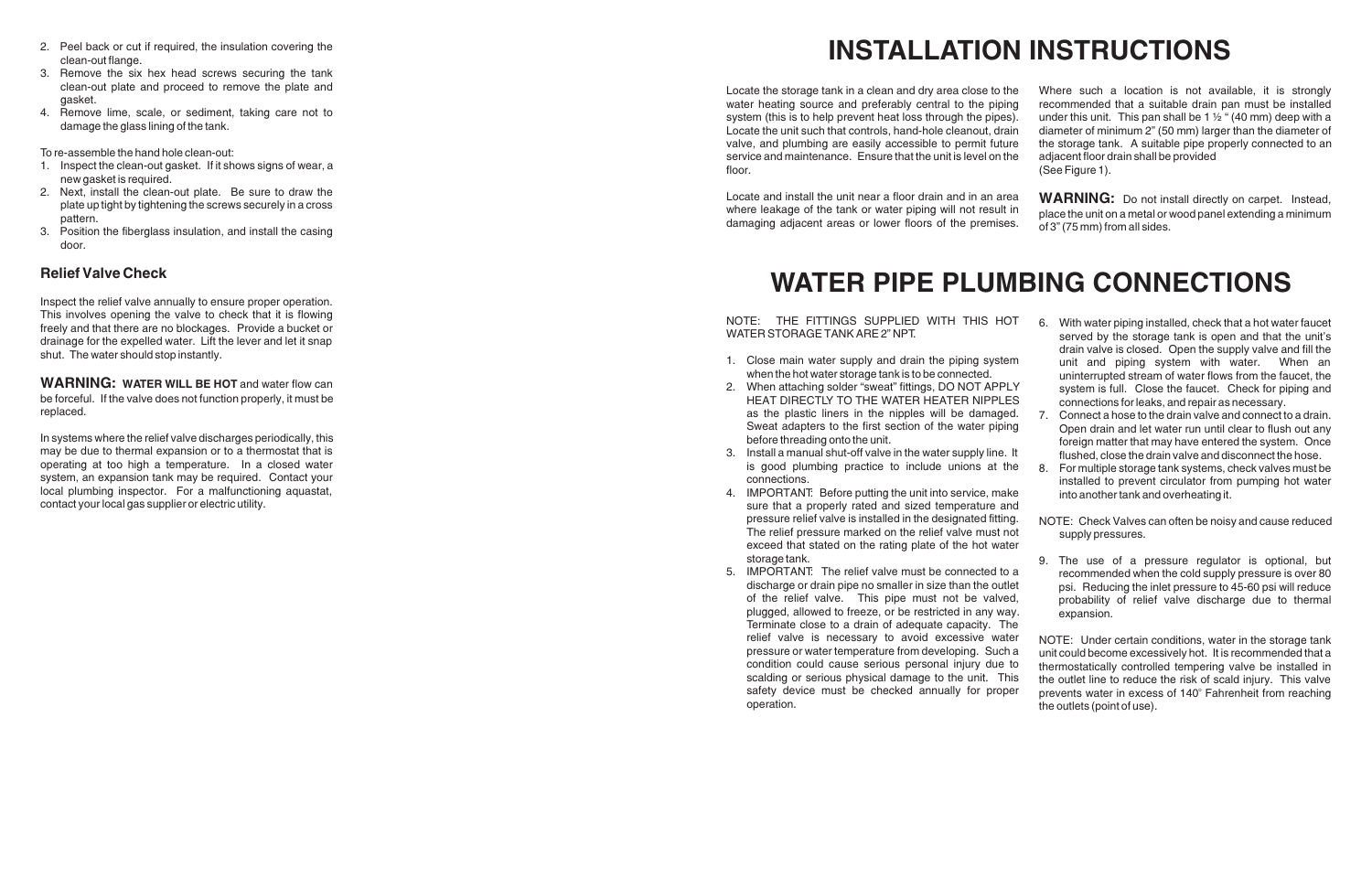2. Peel back or cut if required, the insulation covering the clean-out flange.
3. Remove the six hex head screws securing the tank clean-out plate and proceed to remove the plate and gasket.
4. Remove lime, scale, or sediment, taking care not to damage the glass lining of the tank.

To re-assemble the hand hole clean-out:

1. Inspect the clean-out gasket. If it shows signs of wear, a new gasket is required.
2. Next, install the clean-out plate. Be sure to draw the plate up tight by tightening the screws securely in a cross pattern.
3. Position the fiberglass insulation, and install the casing door.

### Relief Valve Check

Inspect the relief valve annually to ensure proper operation. This involves opening the valve to check that it is flowing freely and that there are no blockages. Provide a bucket or drainage for the expelled water. Lift the lever and let it snap shut. The water should stop instantly.

**WARNING: WATER WILL BE HOT** and water flow can be forceful. If the valve does not function properly, it must be replaced.

In systems where the relief valve discharges periodically, this may be due to thermal expansion or to a thermostat that is operating at too high a temperature. In a closed water system, an expansion tank may be required. Contact your local plumbing inspector. For a malfunctioning aquastat, contact your local gas supplier or electric utility.

# INSTALLATION INSTRUCTIONS

Locate the storage tank in a clean and dry area close to the water heating source and preferably central to the piping system (this is to help prevent heat loss through the pipings). Locate the unit such that controls, hand-hole cleanout, drain valve, and plumbing are easily accessible to permit future service and maintenance. Ensure that the unit is level on the floor.

Locate and install the unit near a floor drain and in an area where leakage of the tank or water piping will not result in damaging adjacent areas or lower floors of the premises.

Where such a location is not available, it is strongly recommended that a suitable drain pan must be installed under this unit. This pan shall be 1 ½ " (40 mm) deep with a diameter of minimum 2" (50 mm) larger than the diameter of the storage tank. A suitable pipe properly connected to an adjacent floor drain shall be provided (See Figure 1).

**WARNING:** Do not install directly on carpet. Instead, place the unit on a metal or wood panel extending a minimum of 3" (75 mm) from all sides.

# WATER PIPE PLUMBING CONNECTIONS

NOTE: THE FITTINGS SUPPLIED WITH THIS HOT WATER STORAGE TANK ARE 2" NPT.

1. Close main water supply and drain the piping system when the hot water storage tank is to be connected.
2. When attaching solder "sweat" fittings, DO NOT APPLY HEAT DIRECTLY TO THE WATER HEATER NIPPLES as the plastic liners in the nipples will be damaged. Sweat adapters to the first section of the water piping before threading onto the unit.
3. Install a manual shut-off valve in the water supply line. It is good plumbing practice to include unions at the connections.
4. IMPORTANT: Before putting the unit into service, make sure that a properly rated and sized temperature and pressure relief valve is installed in the designated fitting. The relief pressure marked on the relief valve must not exceed that stated on the rating plate of the hot water storage tank.
5. IMPORTANT: The relief valve must be connected to a discharge or drain pipe no smaller in size than the outlet of the relief valve. This pipe must not be valved, plugged, allowed to freeze, or be restricted in any way. Terminate close to a drain of adequate capacity. The relief valve is necessary to avoid excessive water pressure or water temperature from developing. Such a condition could cause serious personal injury due to scalding or serious physical damage to the unit. This safety device must be checked annually for proper operation.
6. With water piping installed, check that a hot water faucet served by the storage tank is open and that the unit's drain valve is closed. Open the supply valve and fill the unit and piping system with water. When an uninterrupted stream of water flows from the faucet, the system is full. Close the faucet. Check for piping and connections for leaks, and repair as necessary.
7. Connect a hose to the drain valve and connect to a drain. Open drain and let water run until clear to flush out any foreign matter that may have entered the system. Once flushed, close the drain valve and disconnect the hose.
8. For multiple storage tank systems, check valves must be installed to prevent circulator from pumping hot water into another tank and overheating it.

NOTE: Check Valves can often be noisy and cause reduced supply pressures.

9. The use of a pressure regulator is optional, but recommended when the cold supply pressure is over 80 psi. Reducing the inlet pressure to 45-60 psi will reduce probability of relief valve discharge due to thermal expansion.

NOTE: Under certain conditions, water in the storage tank unit could become excessively hot. It is recommended that a thermostatically controlled tempering valve be installed in the outlet line to reduce the risk of scald injury. This valve prevents water in excess of 140° Fahrenheit from reaching the outlets (point of use).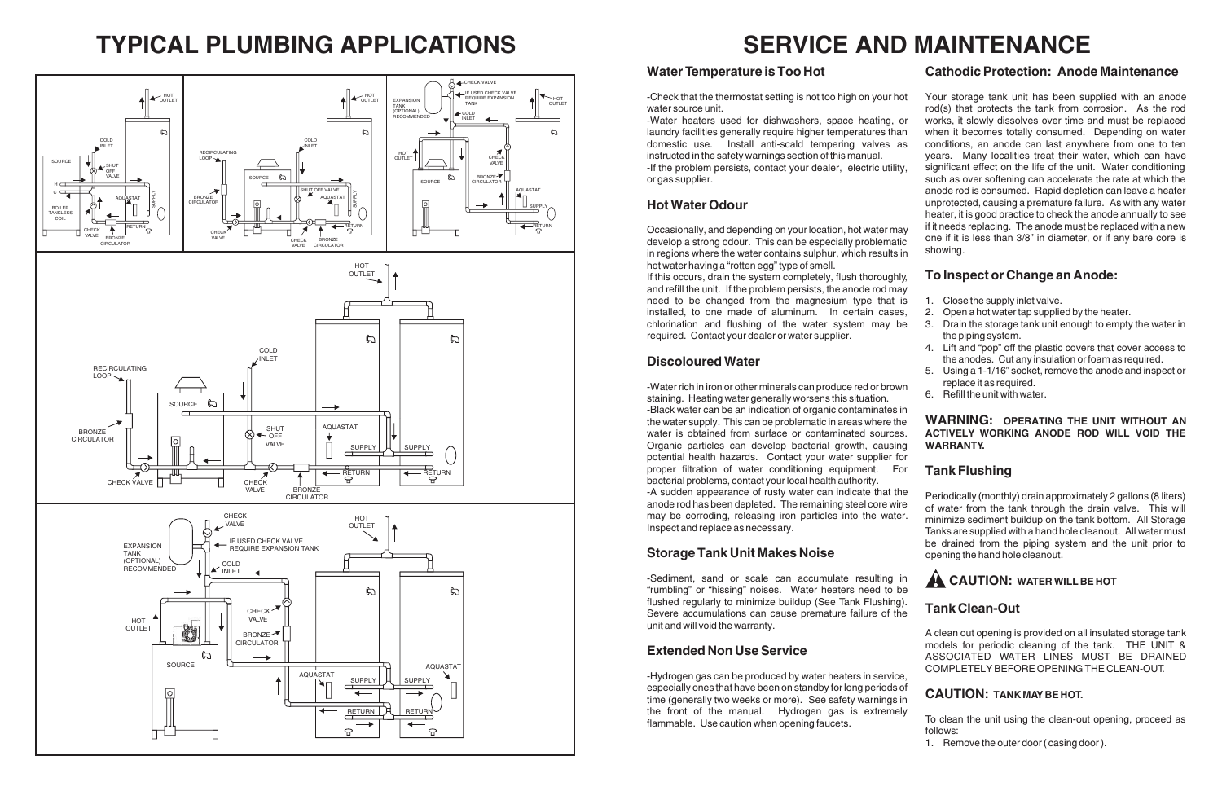# TYPICAL PLUMBING APPLICATIONS

HOT OUTLET
COLD INLET
SOURCE
SHUT OFF VALVE
AQUASTAT
SUPPLY
BOILER TANKLESS COIL
CHECK VALVE
BRONZE CIRCULATOR
RETURN

HOT OUTLET
COLD INLET
RECIRCULATING LOOP
SOURCE
SHUT OFF VALVE
AQUASTAT
SUPPLY
BRONZE CIRCULATOR
CHECK VALVE
RETURN

CHECK VALVE
IF USED CHECK VALVE REQUIRE EXPANSION TANK
EXPANSION TANK (OPTIONAL) RECOMMENDED
COLD INLET
HOT OUTLET
SOURCE
CHECK VALVE
BRONZE CIRCULATOR
AQUASTAT
SUPPLY
RETURN

HOT OUTLET
COLD INLET
RECIRCULATING LOOP
SOURCE
BRONZE CIRCULATOR
SHUT OFF VALVE
AQUASTAT
SUPPLY
SUPPLY
RETURN
RETURN
CHECK VALVE
CHECK VALVE
BRONZE CIRCULATOR

CHECK VALVE
HOT OUTLET
IF USED CHECK VALVE REQUIRE EXPANSION TANK
EXPANSION TANK (OPTIONAL) RECOMMENDED
COLD INLET
CHECK VALVE
HOT OUTLET
BRONZE CIRCULATOR
SOURCE
AQUASTAT
AQUASTAT
SUPPLY
SUPPLY
RETURN
RETURN

# SERVICE AND MAINTENANCE

## Water Temperature is Too Hot

-Check that the thermostat setting is not too high on your hot water source unit.

-Water heaters used for dishwashers, space heating, or laundry facilities generally require higher temperatures than domestic use. Install anti-scald tempering valves as instructed in the safety warnings section of this manual.

-If the problem persists, contact your dealer, electric utility, or gas supplier.

## Hot Water Odour

Occasionally, and depending on your location, hot water may develop a strong odour. This can be especially problematic in regions where the water contains sulphur, which results in hot water having a "rotten egg" type of smell.

If this occurs, drain the system completely, flush thoroughly, and refill the unit. If the problem persists, the anode rod may need to be changed from the magnesium type that is installed, to one made of aluminum. In certain cases, chlorination and flushing of the water system may be required. Contact your dealer or water supplier.

## Discoloured Water

-Water rich in iron or other minerals can produce red or brown staining. Heating water generally worsens this situation.

-Black water can be an indication of organic contaminates in the water supply. This can be problematic in areas where the water is obtained from surface or contaminated sources. Organic particles can develop bacterial growth, causing potential health hazards. Contact your water supplier for proper filtration of water conditioning equipment. For bacterial problems, contact your local health authority.

-A sudden appearance of rusty water can indicate that the anode rod has been depleted. The remaining steel core wire may be corroding, releasing iron particles into the water. Inspect and replace as necessary.

## Storage Tank Unit Makes Noise

-Sediment, sand or scale can accumulate resulting in "rumbling" or "hissing" noises. Water heaters need to be flushed regularly to minimize buildup (See Tank Flushing). Severe accumulations can cause premature failure of the unit and will void the warranty.

## Extended Non Use Service

-Hydrogen gas can be produced by water heaters in service, especially ones that have been on standby for long periods of time (generally two weeks or more). See safety warnings in the front of the manual. Hydrogen gas is extremely flammable. Use caution when opening faucets.

## Cathodic Protection: Anode Maintenance

Your storage tank unit has been supplied with an anode rod(s) that protects the tank from corrosion. As the rod works, it slowly dissolves over time and must be replaced when it becomes totally consumed. Depending on water conditions, an anode can last anywhere from one to ten years. Many localities treat their water, which can have significant effect on the life of the unit. Water conditioning such as over softening can accelerate the rate at which the anode rod is consumed. Rapid depletion can leave a heater unprotected, causing a premature failure. As with any water heater, it is good practice to check the anode annually to see if it needs replacing. The anode must be replaced with a new one if it is less than 3/8" in diameter, or if any bare core is showing.

## To Inspect or Change an Anode:

1. Close the supply inlet valve.
2. Open a hot water tap supplied by the heater.
3. Drain the storage tank unit enough to empty the water in the piping system.
4. Lift and "pop" off the plastic covers that cover access to the anodes. Cut any insulation or foam as required.
5. Using a 1-1/16" socket, remove the anode and inspect or replace it as required.
6. Refill the unit with water.

**WARNING: OPERATING THE UNIT WITHOUT AN ACTIVELY WORKING ANODE ROD WILL VOID THE WARRANTY.**

## Tank Flushing

Periodically (monthly) drain approximately 2 gallons (8 liters) of water from the tank through the drain valve. This will minimize sediment buildup on the tank bottom. All Storage Tanks are supplied with a hand hole cleanout. All water must be drained from the piping system and the unit prior to opening the hand hole cleanout.

**⚠ CAUTION: WATER WILL BE HOT**

## Tank Clean-Out

A clean out opening is provided on all insulated storage tank models for periodic cleaning of the tank. THE UNIT & ASSOCIATED WATER LINES MUST BE DRAINED COMPLETELY BEFORE OPENING THE CLEAN-OUT.

**CAUTION: TANK MAY BE HOT.**

To clean the unit using the clean-out opening, proceed as follows:

1. Remove the outer door ( casing door ).